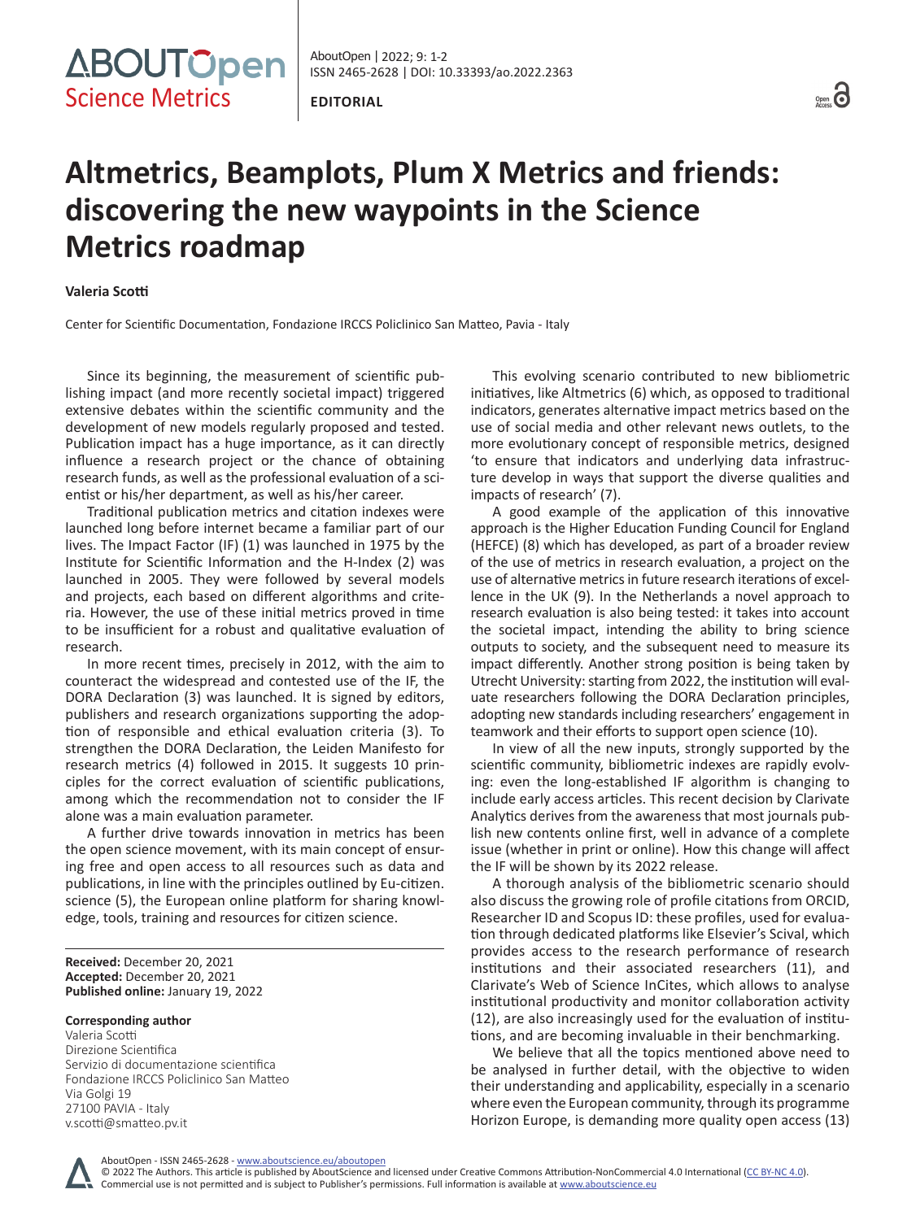EDITORIAL

# Altmetrics, Beamplots, Plum X Metrics and friends: discovering the new waypoints in the Science Metrics roadmap

**Valeria Scotti**

Center for Scientific Documentation, Fondazione IRCCS Policlinico San Matteo, Pavia - Italy

Since its beginning, the measurement of scientific publishing impact (and more recently societal impact) triggered extensive debates within the scientific community and the development of new models regularly proposed and tested. Publication impact has a huge importance, as it can directly influence a research project or the chance of obtaining research funds, as well as the professional evaluation of a scientist or his/her department, as well as his/her career.

Traditional publication metrics and citation indexes were launched long before internet became a familiar part of our lives. The Impact Factor (IF) (1) was launched in 1975 by the Institute for Scientific Information and the H-Index (2) was launched in 2005. They were followed by several models and projects, each based on different algorithms and criteria. However, the use of these initial metrics proved in time to be insufficient for a robust and qualitative evaluation of research.

In more recent times, precisely in 2012, with the aim to counteract the widespread and contested use of the IF, the DORA Declaration (3) was launched. It is signed by editors, publishers and research organizations supporting the adoption of responsible and ethical evaluation criteria (3). To strengthen the DORA Declaration, the Leiden Manifesto for research metrics (4) followed in 2015. It suggests 10 principles for the correct evaluation of scientific publications, among which the recommendation not to consider the IF alone was a main evaluation parameter.

A further drive towards innovation in metrics has been the open science movement, with its main concept of ensuring free and open access to all resources such as data and publications, in line with the principles outlined by Eu-citizen.science (5), the European online platform for sharing knowledge, tools, training and resources for citizen science.

**Received:** December 20, 2021
**Accepted:** December 20, 2021
**Published online:** January 19, 2022

**Corresponding author**
Valeria Scotti
Direzione Scientifica
Servizio di documentazione scientifica
Fondazione IRCCS Policlinico San Matteo
Via Golgi 19
27100 PAVIA - Italy
v.scotti@smatteo.pv.it

This evolving scenario contributed to new bibliometric initiatives, like Altmetrics (6) which, as opposed to traditional indicators, generates alternative impact metrics based on the use of social media and other relevant news outlets, to the more evolutionary concept of responsible metrics, designed 'to ensure that indicators and underlying data infrastructure develop in ways that support the diverse qualities and impacts of research' (7).

A good example of the application of this innovative approach is the Higher Education Funding Council for England (HEFCE) (8) which has developed, as part of a broader review of the use of metrics in research evaluation, a project on the use of alternative metrics in future research iterations of excellence in the UK (9). In the Netherlands a novel approach to research evaluation is also being tested: it takes into account the societal impact, intending the ability to bring science outputs to society, and the subsequent need to measure its impact differently. Another strong position is being taken by Utrecht University: starting from 2022, the institution will evaluate researchers following the DORA Declaration principles, adopting new standards including researchers' engagement in teamwork and their efforts to support open science (10).

In view of all the new inputs, strongly supported by the scientific community, bibliometric indexes are rapidly evolving: even the long-established IF algorithm is changing to include early access articles. This recent decision by Clarivate Analytics derives from the awareness that most journals publish new contents online first, well in advance of a complete issue (whether in print or online). How this change will affect the IF will be shown by its 2022 release.

A thorough analysis of the bibliometric scenario should also discuss the growing role of profile citations from ORCID, Researcher ID and Scopus ID: these profiles, used for evaluation through dedicated platforms like Elsevier's Scival, which provides access to the research performance of research institutions and their associated researchers (11), and Clarivate's Web of Science InCites, which allows to analyse institutional productivity and monitor collaboration activity (12), are also increasingly used for the evaluation of institutions, and are becoming invaluable in their benchmarking.

We believe that all the topics mentioned above need to be analysed in further detail, with the objective to widen their understanding and applicability, especially in a scenario where even the European community, through its programme Horizon Europe, is demanding more quality open access (13)

© 2022 The Authors. This article is published by AboutScience and licensed under Creative Commons Attribution-NonCommercial 4.0 International (CC BY-NC 4.0). Commercial use is not permitted and is subject to Publisher's permissions. Full information is available at www.aboutscience.eu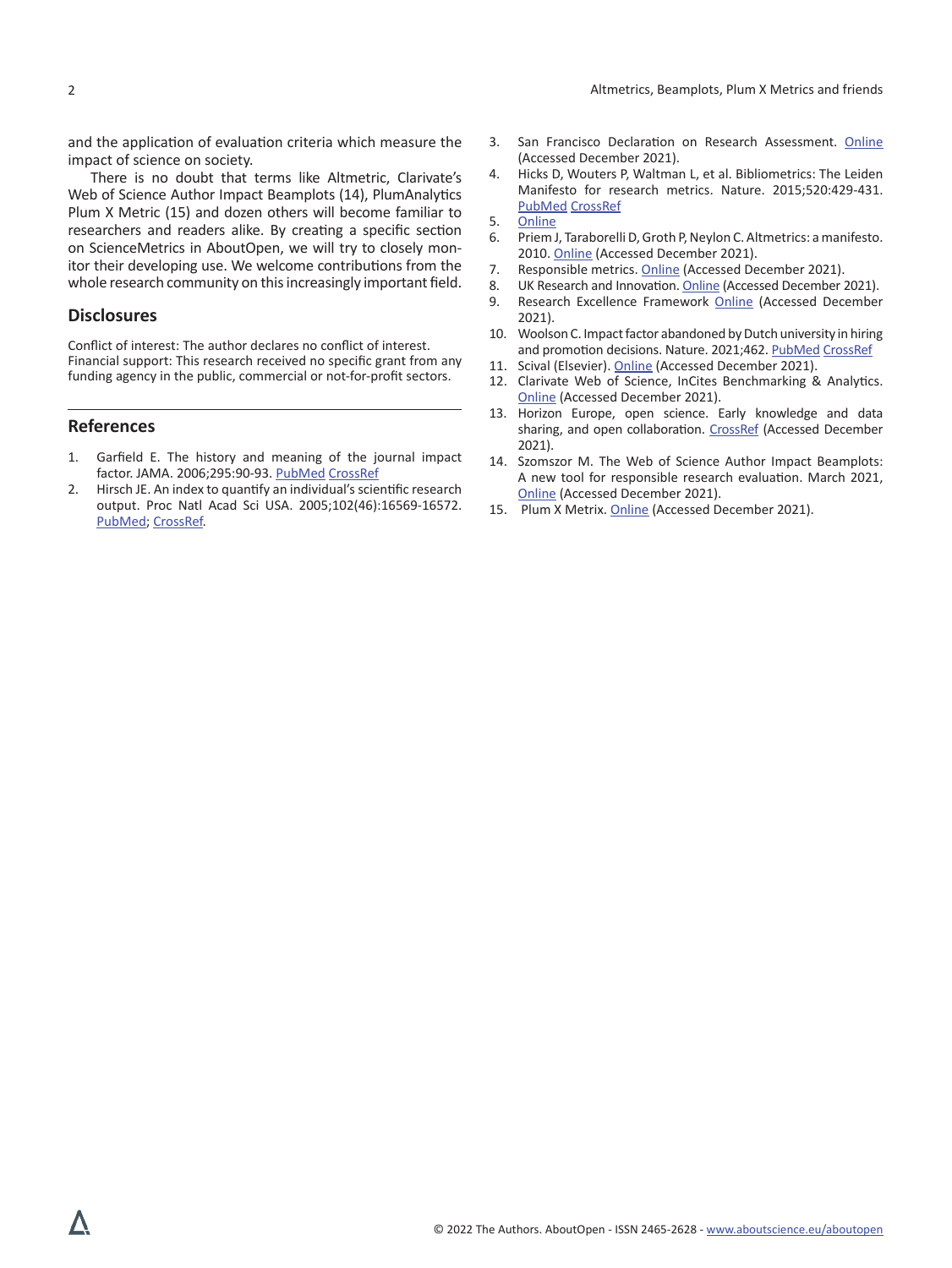and the application of evaluation criteria which measure the impact of science on society.

There is no doubt that terms like Altmetric, Clarivate's Web of Science Author Impact Beamplots (14), PlumAnalytics Plum X Metric (15) and dozen others will become familiar to researchers and readers alike. By creating a specific section on ScienceMetrics in AboutOpen, we will try to closely monitor their developing use. We welcome contributions from the whole research community on this increasingly important field.

## Disclosures

Conflict of interest: The author declares no conflict of interest.
Financial support: This research received no specific grant from any funding agency in the public, commercial or not-for-profit sectors.

## References

1. Garfield E. The history and meaning of the journal impact factor. JAMA. 2006;295:90-93. PubMed CrossRef
2. Hirsch JE. An index to quantify an individual's scientific research output. Proc Natl Acad Sci USA. 2005;102(46):16569-16572. PubMed; CrossRef.
3. San Francisco Declaration on Research Assessment. Online (Accessed December 2021).
4. Hicks D, Wouters P, Waltman L, et al. Bibliometrics: The Leiden Manifesto for research metrics. Nature. 2015;520:429-431. PubMed CrossRef
5. Online
6. Priem J, Taraborelli D, Groth P, Neylon C. Altmetrics: a manifesto. 2010. Online (Accessed December 2021).
7. Responsible metrics. Online (Accessed December 2021).
8. UK Research and Innovation. Online (Accessed December 2021).
9. Research Excellence Framework Online (Accessed December 2021).
10. Woolson C. Impact factor abandoned by Dutch university in hiring and promotion decisions. Nature. 2021;462. PubMed CrossRef
11. Scival (Elsevier). Online (Accessed December 2021).
12. Clarivate Web of Science, InCites Benchmarking & Analytics. Online (Accessed December 2021).
13. Horizon Europe, open science. Early knowledge and data sharing, and open collaboration. CrossRef (Accessed December 2021).
14. Szomszor M. The Web of Science Author Impact Beamplots: A new tool for responsible research evaluation. March 2021, Online (Accessed December 2021).
15. Plum X Metrix. Online (Accessed December 2021).